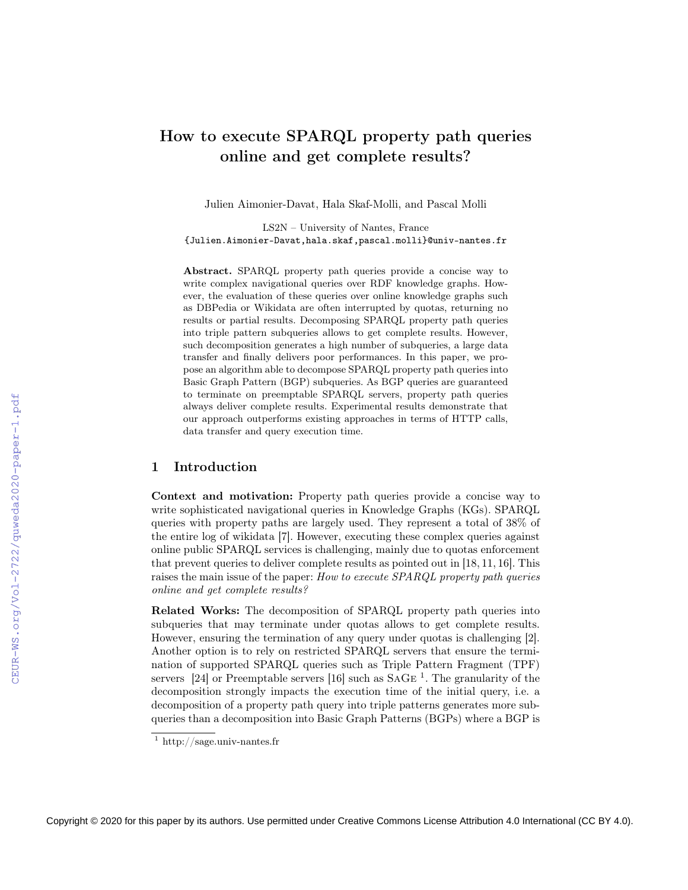# How to execute SPARQL property path queries online and get complete results?

Julien Aimonier-Davat, Hala Skaf-Molli, and Pascal Molli

LS2N – University of Nantes, France
{Julien.Aimonier-Davat,hala.skaf,pascal.molli}@univ-nantes.fr

**Abstract.** SPARQL property path queries provide a concise way to write complex navigational queries over RDF knowledge graphs. However, the evaluation of these queries over online knowledge graphs such as DBPedia or Wikidata are often interrupted by quotas, returning no results or partial results. Decomposing SPARQL property path queries into triple pattern subqueries allows to get complete results. However, such decomposition generates a high number of subqueries, a large data transfer and finally delivers poor performances. In this paper, we propose an algorithm able to decompose SPARQL property path queries into Basic Graph Pattern (BGP) subqueries. As BGP queries are guaranteed to terminate on preemptable SPARQL servers, property path queries always deliver complete results. Experimental results demonstrate that our approach outperforms existing approaches in terms of HTTP calls, data transfer and query execution time.

## 1 Introduction

**Context and motivation:** Property path queries provide a concise way to write sophisticated navigational queries in Knowledge Graphs (KGs). SPARQL queries with property paths are largely used. They represent a total of 38% of the entire log of wikidata [7]. However, executing these complex queries against online public SPARQL services is challenging, mainly due to quotas enforcement that prevent queries to deliver complete results as pointed out in [18, 11, 16]. This raises the main issue of the paper: *How to execute SPARQL property path queries online and get complete results?*

**Related Works:** The decomposition of SPARQL property path queries into subqueries that may terminate under quotas allows to get complete results. However, ensuring the termination of any query under quotas is challenging [2]. Another option is to rely on restricted SPARQL servers that ensure the termination of supported SPARQL queries such as Triple Pattern Fragment (TPF) servers [24] or Preemptable servers [16] such as SaGe [1]. The granularity of the decomposition strongly impacts the execution time of the initial query, i.e. a decomposition of a property path query into triple patterns generates more subqueries than a decomposition into Basic Graph Patterns (BGPs) where a BGP is

[1] http://sage.univ-nantes.fr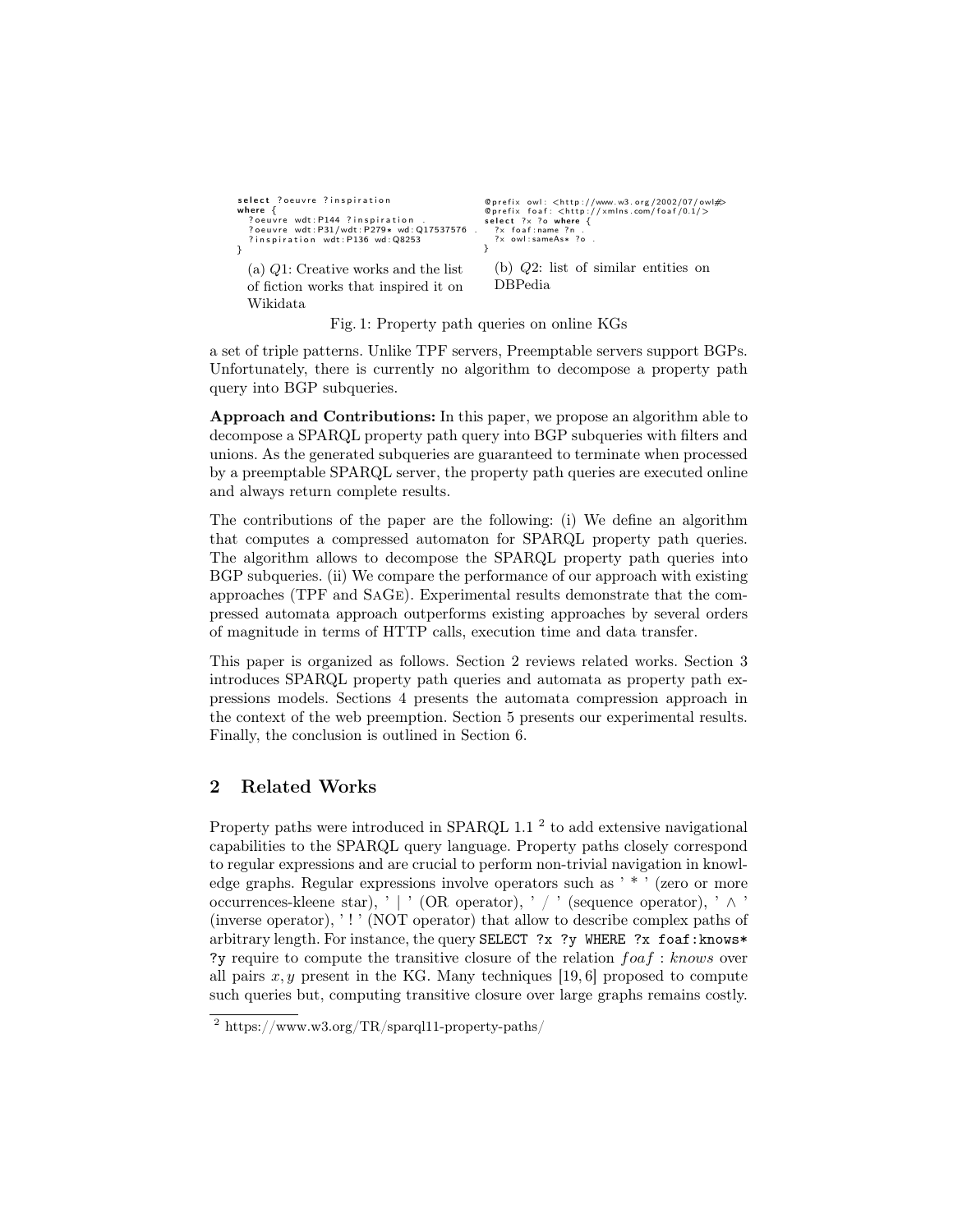```
select ?oeuvre ?inspiration
where {
  ?oeuvre wdt:P144 ?inspiration .
  ?oeuvre wdt:P31/wdt:P279* wd:Q17537576 .
  ?inspiration wdt:P136 wd:Q8253
}
```

(a) $Q1$: Creative works and the list of fiction works that inspired it on Wikidata

```
@prefix owl: <http://www.w3.org/2002/07/owl#>
@prefix foaf: <http://xmlns.com/foaf/0.1/>
select ?x ?o where {
  ?x foaf:name ?n .
  ?x owl:sameAs* ?o .
}
```

(b) $Q2$: list of similar entities on DBPedia

Fig. 1: Property path queries on online KGs

a set of triple patterns. Unlike TPF servers, Preemptable servers support BGPs. Unfortunately, there is currently no algorithm to decompose a property path query into BGP subqueries.

**Approach and Contributions:** In this paper, we propose an algorithm able to decompose a SPARQL property path query into BGP subqueries with filters and unions. As the generated subqueries are guaranteed to terminate when processed by a preemptable SPARQL server, the property path queries are executed online and always return complete results.

The contributions of the paper are the following: (i) We define an algorithm that computes a compressed automaton for SPARQL property path queries. The algorithm allows to decompose the SPARQL property path queries into BGP subqueries. (ii) We compare the performance of our approach with existing approaches (TPF and SaGe). Experimental results demonstrate that the compressed automata approach outperforms existing approaches by several orders of magnitude in terms of HTTP calls, execution time and data transfer.

This paper is organized as follows. Section 2 reviews related works. Section 3 introduces SPARQL property path queries and automata as property path expressions models. Sections 4 presents the automata compression approach in the context of the web preemption. Section 5 presents our experimental results. Finally, the conclusion is outlined in Section 6.

## 2 Related Works

Property paths were introduced in SPARQL 1.1 [2] to add extensive navigational capabilities to the SPARQL query language. Property paths closely correspond to regular expressions and are crucial to perform non-trivial navigation in knowledge graphs. Regular expressions involve operators such as ' * ' (zero or more occurrences-kleene star), ' | ' (OR operator), ' / ' (sequence operator), ' ∧ ' (inverse operator), ' ! ' (NOT operator) that allow to describe complex paths of arbitrary length. For instance, the query `SELECT ?x ?y WHERE ?x foaf:knows* ?y` require to compute the transitive closure of the relation $foaf : knows$ over all pairs $x, y$ present in the KG. Many techniques [19, 6] proposed to compute such queries but, computing transitive closure over large graphs remains costly.

[2] https://www.w3.org/TR/sparql11-property-paths/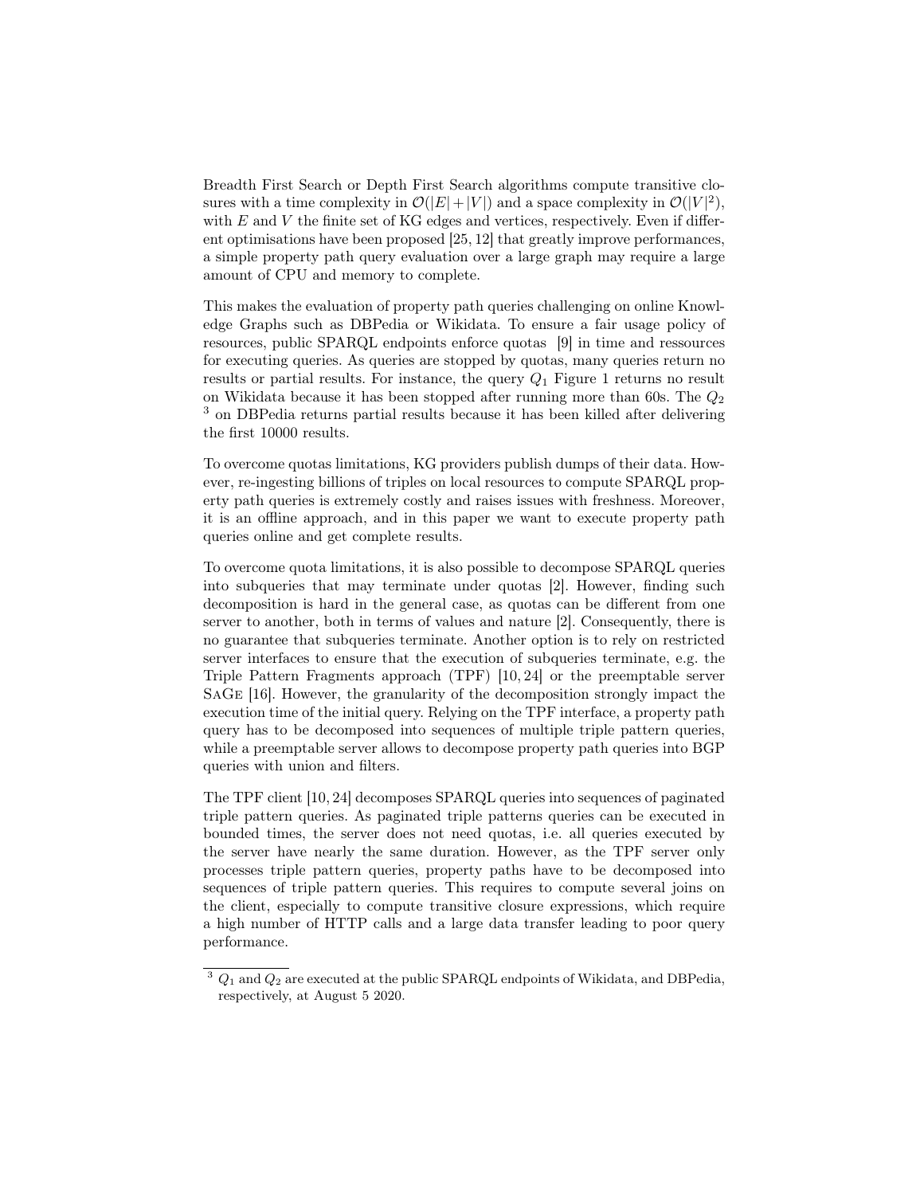Breadth First Search or Depth First Search algorithms compute transitive closures with a time complexity in $\mathcal{O}(|E|+|V|)$ and a space complexity in $\mathcal{O}(|V|^2)$, with $E$ and $V$ the finite set of KG edges and vertices, respectively. Even if different optimisations have been proposed [25, 12] that greatly improve performances, a simple property path query evaluation over a large graph may require a large amount of CPU and memory to complete.

This makes the evaluation of property path queries challenging on online Knowledge Graphs such as DBPedia or Wikidata. To ensure a fair usage policy of resources, public SPARQL endpoints enforce quotas [9] in time and ressources for executing queries. As queries are stopped by quotas, many queries return no results or partial results. For instance, the query $Q_1$ Figure 1 returns no result on Wikidata because it has been stopped after running more than 60s. The $Q_2$ [3] on DBPedia returns partial results because it has been killed after delivering the first 10000 results.

To overcome quotas limitations, KG providers publish dumps of their data. However, re-ingesting billions of triples on local resources to compute SPARQL property path queries is extremely costly and raises issues with freshness. Moreover, it is an offline approach, and in this paper we want to execute property path queries online and get complete results.

To overcome quota limitations, it is also possible to decompose SPARQL queries into subqueries that may terminate under quotas [2]. However, finding such decomposition is hard in the general case, as quotas can be different from one server to another, both in terms of values and nature [2]. Consequently, there is no guarantee that subqueries terminate. Another option is to rely on restricted server interfaces to ensure that the execution of subqueries terminate, e.g. the Triple Pattern Fragments approach (TPF) [10, 24] or the preemptable server SaGe [16]. However, the granularity of the decomposition strongly impact the execution time of the initial query. Relying on the TPF interface, a property path query has to be decomposed into sequences of multiple triple pattern queries, while a preemptable server allows to decompose property path queries into BGP queries with union and filters.

The TPF client [10, 24] decomposes SPARQL queries into sequences of paginated triple pattern queries. As paginated triple patterns queries can be executed in bounded times, the server does not need quotas, i.e. all queries executed by the server have nearly the same duration. However, as the TPF server only processes triple pattern queries, property paths have to be decomposed into sequences of triple pattern queries. This requires to compute several joins on the client, especially to compute transitive closure expressions, which require a high number of HTTP calls and a large data transfer leading to poor query performance.

[3] $Q_1$ and $Q_2$ are executed at the public SPARQL endpoints of Wikidata, and DBPedia, respectively, at August 5 2020.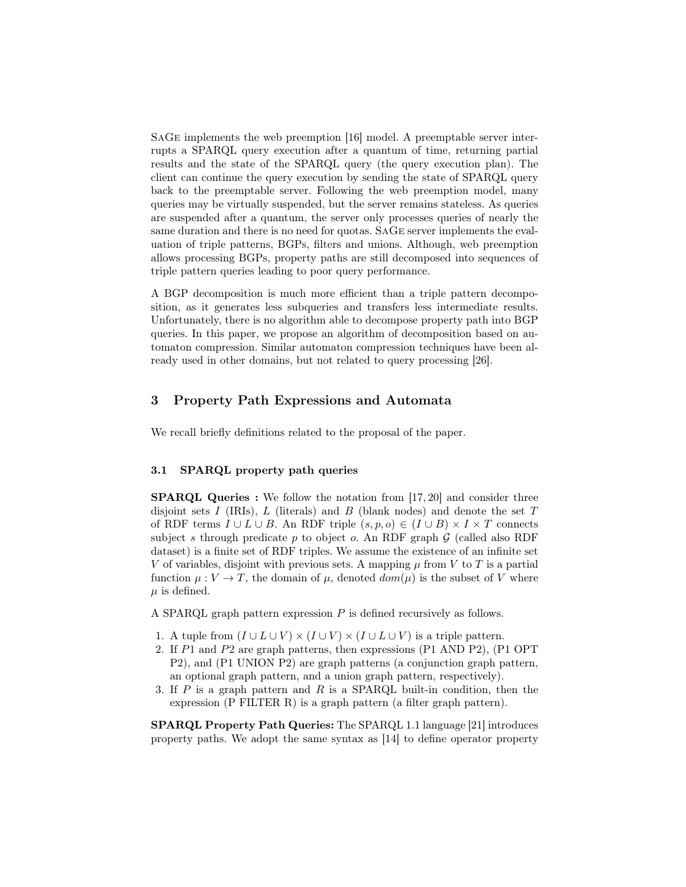SaGe implements the web preemption [16] model. A preemptable server interrupts a SPARQL query execution after a quantum of time, returning partial results and the state of the SPARQL query (the query execution plan). The client can continue the query execution by sending the state of SPARQL query back to the preemptable server. Following the web preemption model, many queries may be virtually suspended, but the server remains stateless. As queries are suspended after a quantum, the server only processes queries of nearly the same duration and there is no need for quotas. SaGe server implements the evaluation of triple patterns, BGPs, filters and unions. Although, web preemption allows processing BGPs, property paths are still decomposed into sequences of triple pattern queries leading to poor query performance.

A BGP decomposition is much more efficient than a triple pattern decomposition, as it generates less subqueries and transfers less intermediate results. Unfortunately, there is no algorithm able to decompose property path into BGP queries. In this paper, we propose an algorithm of decomposition based on automaton compression. Similar automaton compression techniques have been already used in other domains, but not related to query processing [26].

## 3 Property Path Expressions and Automata

We recall briefly definitions related to the proposal of the paper.

### 3.1 SPARQL property path queries

**SPARQL Queries :** We follow the notation from [17, 20] and consider three disjoint sets $I$ (IRIs), $L$ (literals) and $B$ (blank nodes) and denote the set $T$ of RDF terms $I \cup L \cup B$. An RDF triple $(s, p, o) \in (I \cup B) \times I \times T$ connects subject $s$ through predicate $p$ to object $o$. An RDF graph $\mathcal{G}$ (called also RDF dataset) is a finite set of RDF triples. We assume the existence of an infinite set $V$ of variables, disjoint with previous sets. A mapping $\mu$ from $V$ to $T$ is a partial function $\mu : V \rightarrow T$, the domain of $\mu$, denoted $dom(\mu)$ is the subset of $V$ where $\mu$ is defined.

A SPARQL graph pattern expression $P$ is defined recursively as follows.

1. A tuple from $(I \cup L \cup V) \times (I \cup V) \times (I \cup L \cup V)$ is a triple pattern.
2. If $P1$ and $P2$ are graph patterns, then expressions (P1 AND P2), (P1 OPT P2), and (P1 UNION P2) are graph patterns (a conjunction graph pattern, an optional graph pattern, and a union graph pattern, respectively).
3. If $P$ is a graph pattern and $R$ is a SPARQL built-in condition, then the expression (P FILTER R) is a graph pattern (a filter graph pattern).

**SPARQL Property Path Queries:** The SPARQL 1.1 language [21] introduces property paths. We adopt the same syntax as [14] to define operator property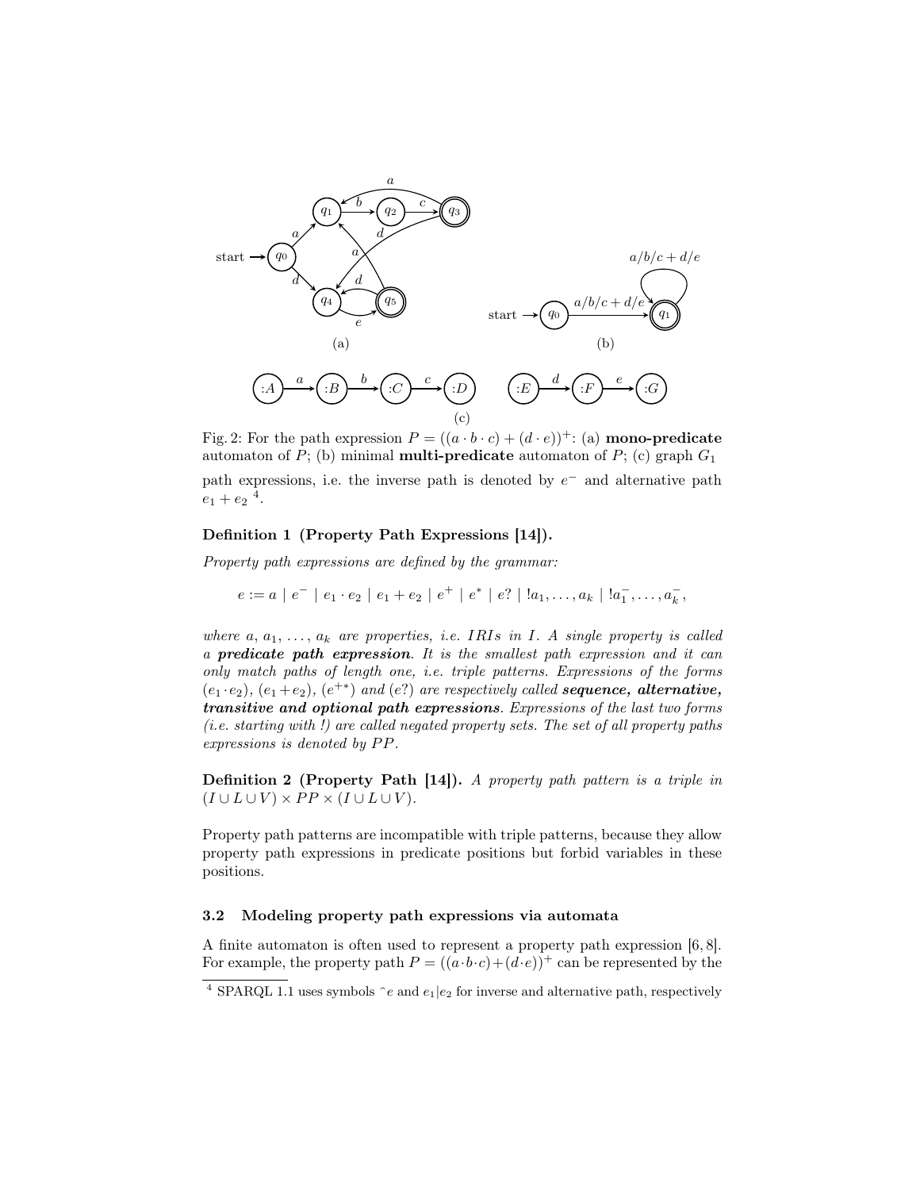Fig. 2: For the path expression $P = ((a \cdot b \cdot c) + (d \cdot e))^+$: (a) **mono-predicate** automaton of $P$; (b) minimal **multi-predicate** automaton of $P$; (c) graph $G_1$

path expressions, i.e. the inverse path is denoted by $e^-$ and alternative path $e_1 + e_2$ [4].

**Definition 1 (Property Path Expressions [14]).**

*Property path expressions are defined by the grammar:*

$$e := a \mid e^- \mid e_1 \cdot e_2 \mid e_1 + e_2 \mid e^+ \mid e^* \mid e? \mid !a_1, \ldots, a_k \mid !a_1^-, \ldots, a_k^-,$$

*where $a$, $a_1$, ..., $a_k$ are properties, i.e. IRIs in $I$. A single property is called a **predicate path expression**. It is the smallest path expression and it can only match paths of length one, i.e. triple patterns. Expressions of the forms $(e_1 \cdot e_2)$, $(e_1 + e_2)$, $(e^{+*})$ and $(e?)$ are respectively called **sequence, alternative, transitive and optional path expressions**. Expressions of the last two forms (i.e. starting with !) are called negated property sets. The set of all property paths expressions is denoted by $PP$.*

**Definition 2 (Property Path [14]).** *A property path pattern is a triple in $(I \cup L \cup V) \times PP \times (I \cup L \cup V)$.*

Property path patterns are incompatible with triple patterns, because they allow property path expressions in predicate positions but forbid variables in these positions.

### 3.2 Modeling property path expressions via automata

A finite automaton is often used to represent a property path expression [6, 8]. For example, the property path $P = ((a \cdot b \cdot c) + (d \cdot e))^+$ can be represented by the

[4] SPARQL 1.1 uses symbols $\hat{}e$ and $e_1|e_2$ for inverse and alternative path, respectively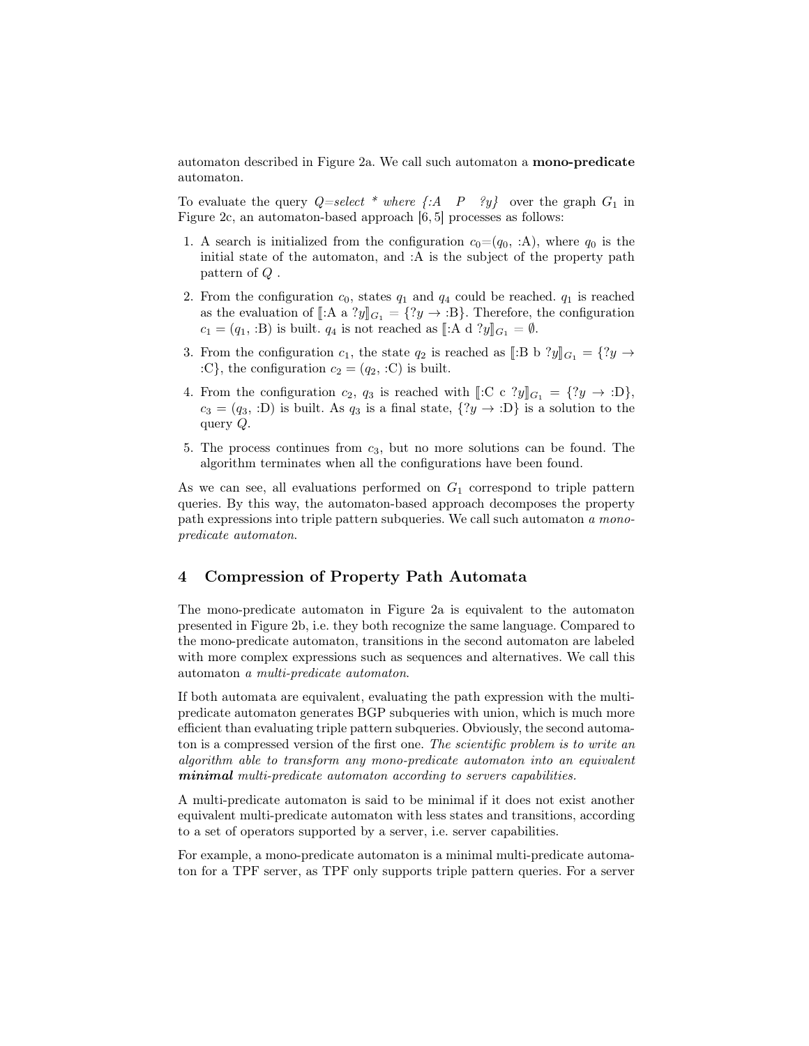automaton described in Figure 2a. We call such automaton a **mono-predicate** automaton.

To evaluate the query $Q$=*select * where {:A P ?y}* over the graph $G_1$ in Figure 2c, an automaton-based approach [6, 5] processes as follows:

1. A search is initialized from the configuration $c_0$=($q_0$, :A), where $q_0$ is the initial state of the automaton, and :A is the subject of the property path pattern of $Q$ .
2. From the configuration $c_0$, states $q_1$ and $q_4$ could be reached. $q_1$ is reached as the evaluation of $[\![$:A a ?y$]\!]_{G_1}$ = {?y → :B}. Therefore, the configuration $c_1$ = ($q_1$, :B) is built. $q_4$ is not reached as $[\![$:A d ?y$]\!]_{G_1} = \emptyset$.
3. From the configuration $c_1$, the state $q_2$ is reached as $[\![$:B b ?y$]\!]_{G_1}$ = {?y → :C}, the configuration $c_2$ = ($q_2$, :C) is built.
4. From the configuration $c_2$, $q_3$ is reached with $[\![$:C c ?y$]\!]_{G_1}$ = {?y → :D}, $c_3$ = ($q_3$, :D) is built. As $q_3$ is a final state, {?y → :D} is a solution to the query $Q$.
5. The process continues from $c_3$, but no more solutions can be found. The algorithm terminates when all the configurations have been found.

As we can see, all evaluations performed on $G_1$ correspond to triple pattern queries. By this way, the automaton-based approach decomposes the property path expressions into triple pattern subqueries. We call such automaton *a mono-predicate automaton*.

## 4 Compression of Property Path Automata

The mono-predicate automaton in Figure 2a is equivalent to the automaton presented in Figure 2b, i.e. they both recognize the same language. Compared to the mono-predicate automaton, transitions in the second automaton are labeled with more complex expressions such as sequences and alternatives. We call this automaton *a multi-predicate automaton*.

If both automata are equivalent, evaluating the path expression with the multi-predicate automaton generates BGP subqueries with union, which is much more efficient than evaluating triple pattern subqueries. Obviously, the second automaton is a compressed version of the first one. *The scientific problem is to write an algorithm able to transform any mono-predicate automaton into an equivalent* ***minimal*** *multi-predicate automaton according to servers capabilities.*

A multi-predicate automaton is said to be minimal if it does not exist another equivalent multi-predicate automaton with less states and transitions, according to a set of operators supported by a server, i.e. server capabilities.

For example, a mono-predicate automaton is a minimal multi-predicate automaton for a TPF server, as TPF only supports triple pattern queries. For a server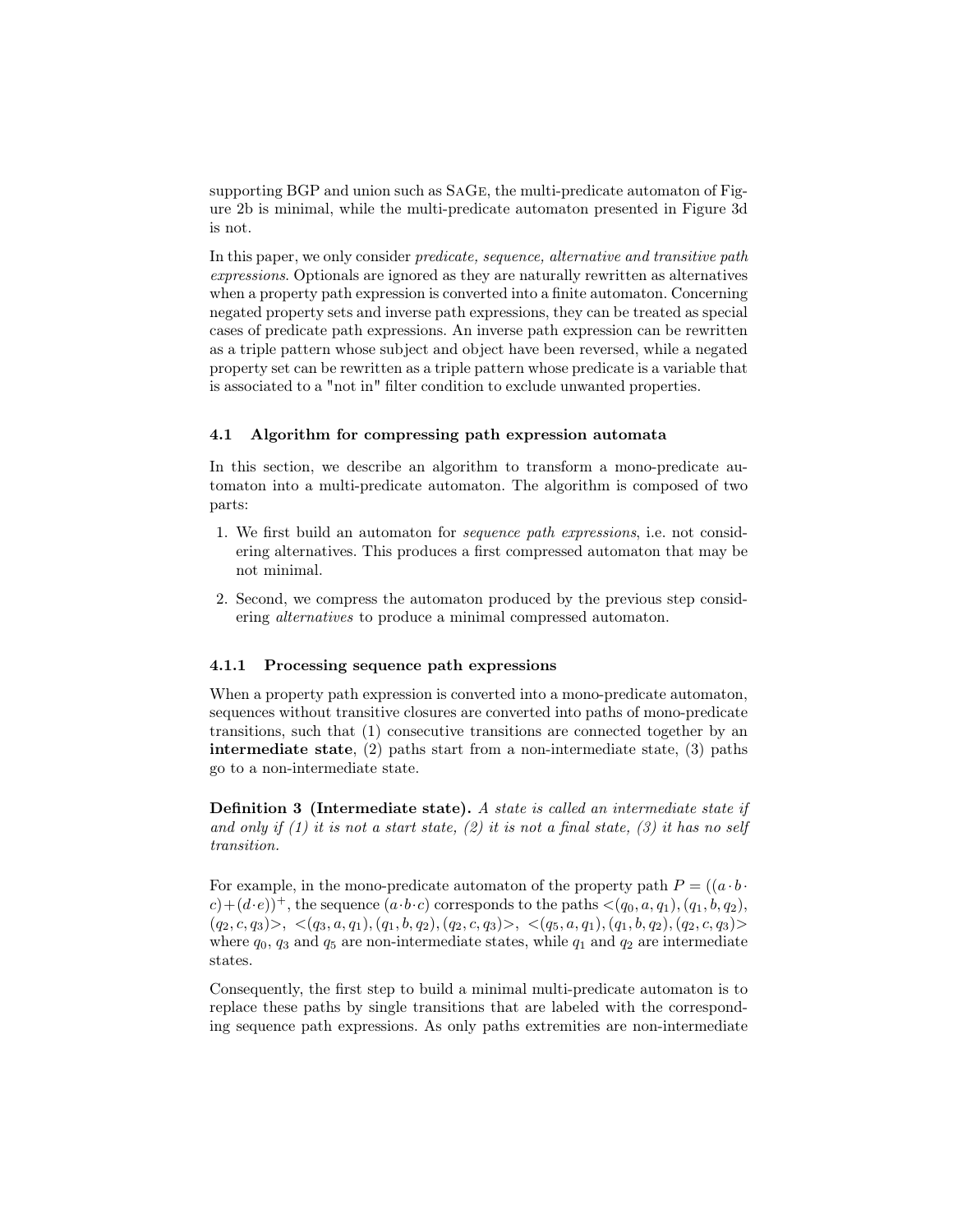supporting BGP and union such as SaGe, the multi-predicate automaton of Figure 2b is minimal, while the multi-predicate automaton presented in Figure 3d is not.

In this paper, we only consider *predicate, sequence, alternative and transitive path expressions*. Optionals are ignored as they are naturally rewritten as alternatives when a property path expression is converted into a finite automaton. Concerning negated property sets and inverse path expressions, they can be treated as special cases of predicate path expressions. An inverse path expression can be rewritten as a triple pattern whose subject and object have been reversed, while a negated property set can be rewritten as a triple pattern whose predicate is a variable that is associated to a "not in" filter condition to exclude unwanted properties.

### 4.1 Algorithm for compressing path expression automata

In this section, we describe an algorithm to transform a mono-predicate automaton into a multi-predicate automaton. The algorithm is composed of two parts:

1. We first build an automaton for *sequence path expressions*, i.e. not considering alternatives. This produces a first compressed automaton that may be not minimal.
2. Second, we compress the automaton produced by the previous step considering *alternatives* to produce a minimal compressed automaton.

#### 4.1.1 Processing sequence path expressions

When a property path expression is converted into a mono-predicate automaton, sequences without transitive closures are converted into paths of mono-predicate transitions, such that (1) consecutive transitions are connected together by an **intermediate state**, (2) paths start from a non-intermediate state, (3) paths go to a non-intermediate state.

**Definition 3 (Intermediate state).** *A state is called an intermediate state if and only if (1) it is not a start state, (2) it is not a final state, (3) it has no self transition.*

For example, in the mono-predicate automaton of the property path $P = ((a \cdot b \cdot c) + (d \cdot e))^+$, the sequence $(a \cdot b \cdot c)$ corresponds to the paths $<(q_0, a, q_1), (q_1, b, q_2), (q_2, c, q_3)>$, $<(q_3, a, q_1), (q_1, b, q_2), (q_2, c, q_3)>$, $<(q_5, a, q_1), (q_1, b, q_2), (q_2, c, q_3)>$ where $q_0$, $q_3$ and $q_5$ are non-intermediate states, while $q_1$ and $q_2$ are intermediate states.

Consequently, the first step to build a minimal multi-predicate automaton is to replace these paths by single transitions that are labeled with the corresponding sequence path expressions. As only paths extremities are non-intermediate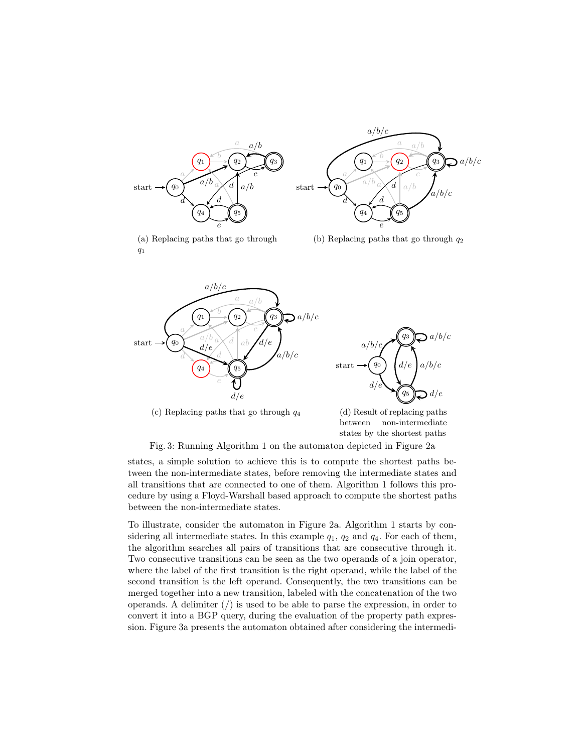(a) Replacing paths that go through $q_1$

(b) Replacing paths that go through $q_2$

(c) Replacing paths that go through $q_4$

(d) Result of replacing paths between non-intermediate states by the shortest paths

Fig. 3: Running Algorithm 1 on the automaton depicted in Figure 2a

states, a simple solution to achieve this is to compute the shortest paths between the non-intermediate states, before removing the intermediate states and all transitions that are connected to one of them. Algorithm 1 follows this procedure by using a Floyd-Warshall based approach to compute the shortest paths between the non-intermediate states.

To illustrate, consider the automaton in Figure 2a. Algorithm 1 starts by considering all intermediate states. In this example $q_1$, $q_2$ and $q_4$. For each of them, the algorithm searches all pairs of transitions that are consecutive through it. Two consecutive transitions can be seen as the two operands of a join operator, where the label of the first transition is the right operand, while the label of the second transition is the left operand. Consequently, the two transitions can be merged together into a new transition, labeled with the concatenation of the two operands. A delimiter (/) is used to be able to parse the expression, in order to convert it into a BGP query, during the evaluation of the property path expression. Figure 3a presents the automaton obtained after considering the intermedi-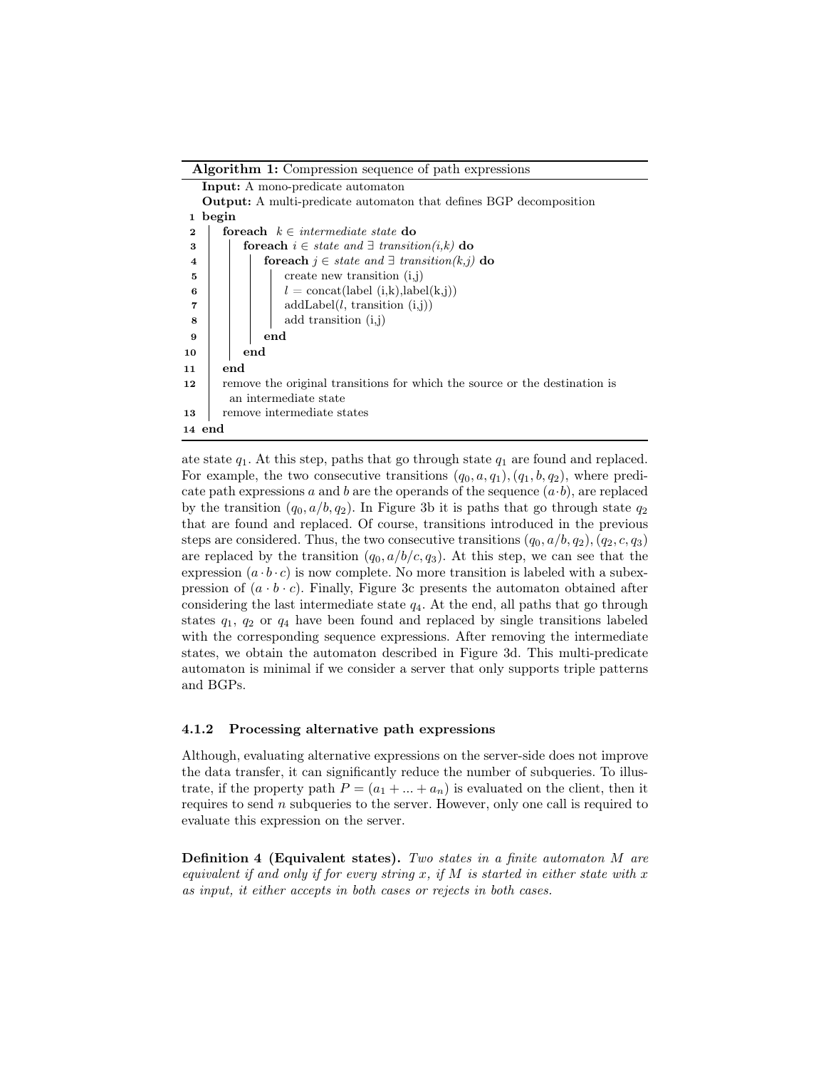**Algorithm 1:** Compression sequence of path expressions

```
   Input: A mono-predicate automaton
   Output: A multi-predicate automaton that defines BGP decomposition
 1 begin
 2   foreach k ∈ intermediate state do
 3     foreach i ∈ state and ∃ transition(i,k) do
 4       foreach j ∈ state and ∃ transition(k,j) do
 5         create new transition (i,j)
 6         l = concat(label (i,k),label(k,j))
 7         addLabel(l, transition (i,j))
 8         add transition (i,j)
 9       end
10     end
11   end
12   remove the original transitions for which the source or the destination is
       an intermediate state
13   remove intermediate states
14 end
```

ate state $q_1$. At this step, paths that go through state $q_1$ are found and replaced. For example, the two consecutive transitions $(q_0, a, q_1), (q_1, b, q_2)$, where predicate path expressions $a$ and $b$ are the operands of the sequence $(a \cdot b)$, are replaced by the transition $(q_0, a/b, q_2)$. In Figure 3b it is paths that go through state $q_2$ that are found and replaced. Of course, transitions introduced in the previous steps are considered. Thus, the two consecutive transitions $(q_0, a/b, q_2), (q_2, c, q_3)$ are replaced by the transition $(q_0, a/b/c, q_3)$. At this step, we can see that the expression $(a \cdot b \cdot c)$ is now complete. No more transition is labeled with a subexpression of $(a \cdot b \cdot c)$. Finally, Figure 3c presents the automaton obtained after considering the last intermediate state $q_4$. At the end, all paths that go through states $q_1$, $q_2$ or $q_4$ have been found and replaced by single transitions labeled with the corresponding sequence expressions. After removing the intermediate states, we obtain the automaton described in Figure 3d. This multi-predicate automaton is minimal if we consider a server that only supports triple patterns and BGPs.

#### 4.1.2 Processing alternative path expressions

Although, evaluating alternative expressions on the server-side does not improve the data transfer, it can significantly reduce the number of subqueries. To illustrate, if the property path $P = (a_1 + ... + a_n)$ is evaluated on the client, then it requires to send $n$ subqueries to the server. However, only one call is required to evaluate this expression on the server.

**Definition 4 (Equivalent states).** *Two states in a finite automaton $M$ are equivalent if and only if for every string $x$, if $M$ is started in either state with $x$ as input, it either accepts in both cases or rejects in both cases.*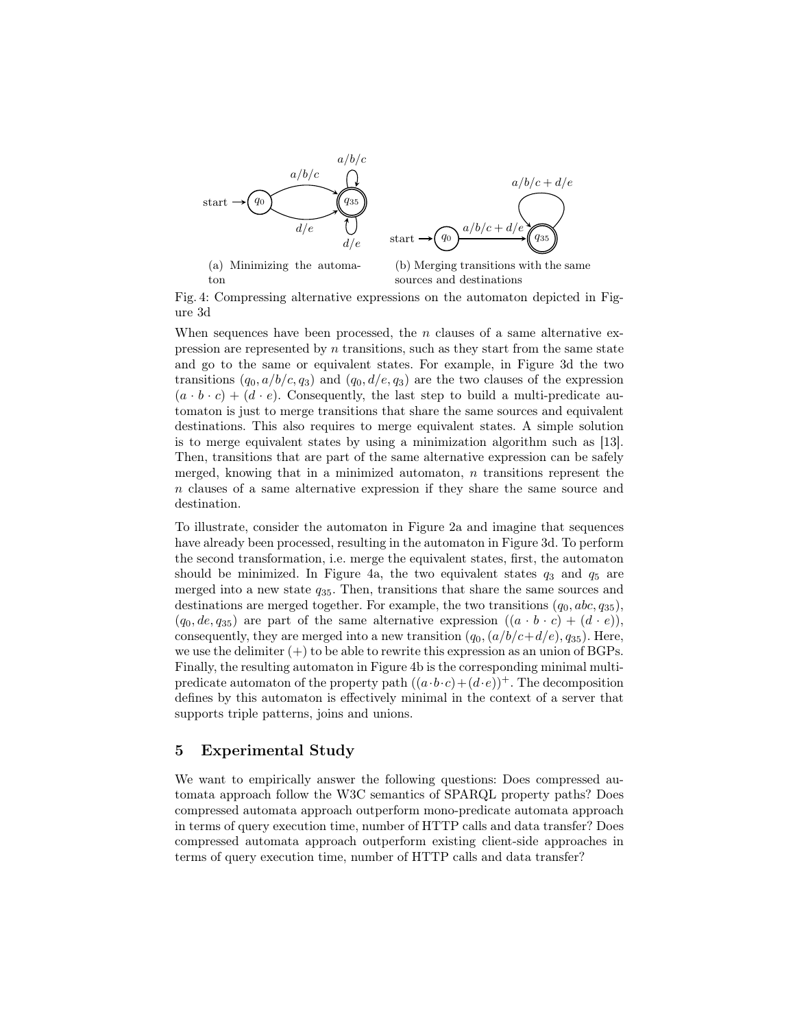(a) Minimizing the automaton

(b) Merging transitions with the same sources and destinations

Fig. 4: Compressing alternative expressions on the automaton depicted in Figure 3d

When sequences have been processed, the $n$ clauses of a same alternative expression are represented by $n$ transitions, such as they start from the same state and go to the same or equivalent states. For example, in Figure 3d the two transitions $(q_0, a/b/c, q_3)$ and $(q_0, d/e, q_3)$ are the two clauses of the expression $(a \cdot b \cdot c) + (d \cdot e)$. Consequently, the last step to build a multi-predicate automaton is just to merge transitions that share the same sources and equivalent destinations. This also requires to merge equivalent states. A simple solution is to merge equivalent states by using a minimization algorithm such as [13]. Then, transitions that are part of the same alternative expression can be safely merged, knowing that in a minimized automaton, $n$ transitions represent the $n$ clauses of a same alternative expression if they share the same source and destination.

To illustrate, consider the automaton in Figure 2a and imagine that sequences have already been processed, resulting in the automaton in Figure 3d. To perform the second transformation, i.e. merge the equivalent states, first, the automaton should be minimized. In Figure 4a, the two equivalent states $q_3$ and $q_5$ are merged into a new state $q_{35}$. Then, transitions that share the same sources and destinations are merged together. For example, the two transitions $(q_0, abc, q_{35})$, $(q_0, de, q_{35})$ are part of the same alternative expression $((a \cdot b \cdot c) + (d \cdot e))$, consequently, they are merged into a new transition $(q_0, (a/b/c+d/e), q_{35})$. Here, we use the delimiter $(+)$ to be able to rewrite this expression as an union of BGPs. Finally, the resulting automaton in Figure 4b is the corresponding minimal multi-predicate automaton of the property path $((a \cdot b \cdot c) + (d \cdot e))^+$. The decomposition defines by this automaton is effectively minimal in the context of a server that supports triple patterns, joins and unions.

## 5 Experimental Study

We want to empirically answer the following questions: Does compressed automata approach follow the W3C semantics of SPARQL property paths? Does compressed automata approach outperform mono-predicate automata approach in terms of query execution time, number of HTTP calls and data transfer? Does compressed automata approach outperform existing client-side approaches in terms of query execution time, number of HTTP calls and data transfer?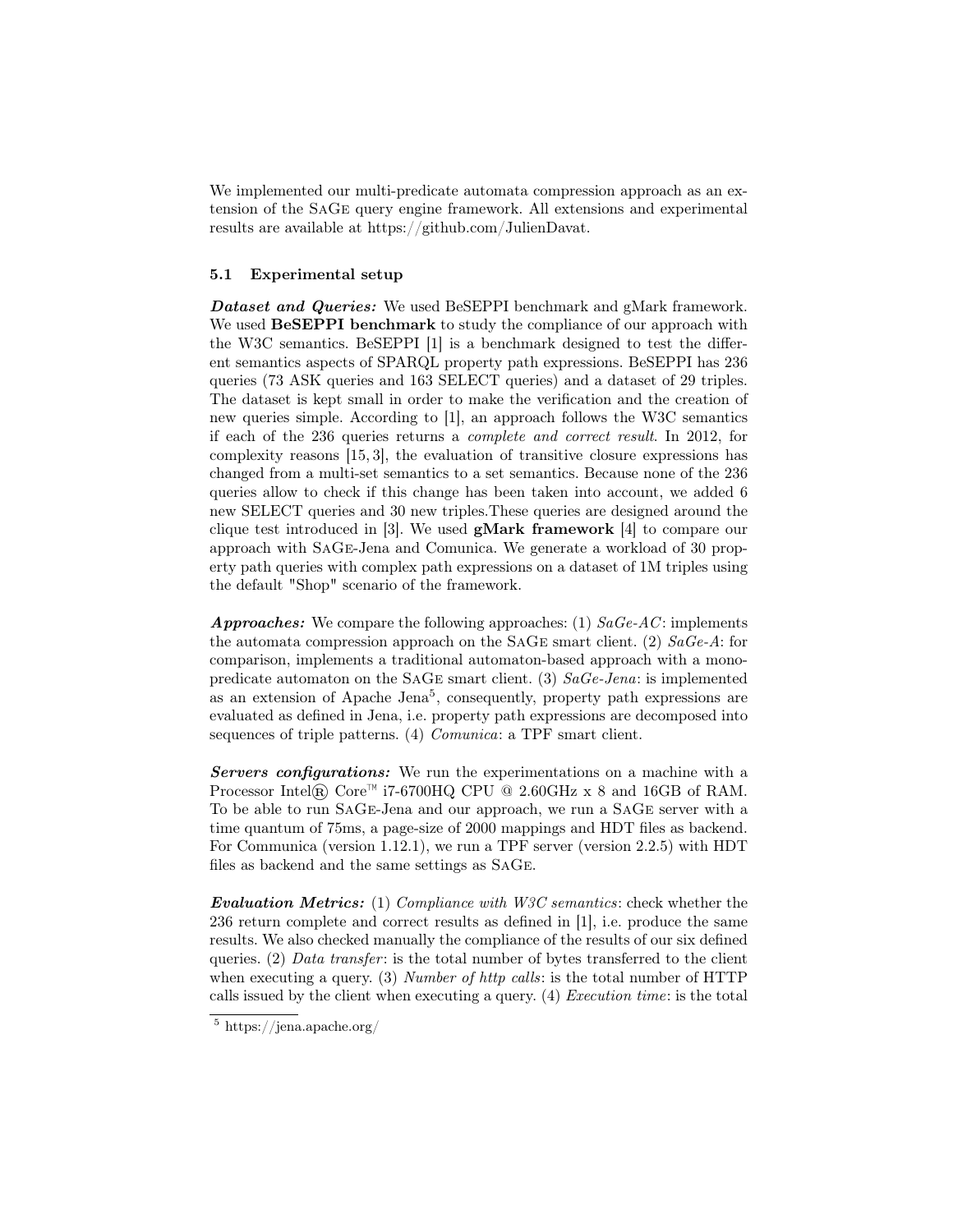We implemented our multi-predicate automata compression approach as an extension of the SaGe query engine framework. All extensions and experimental results are available at https://github.com/JulienDavat.

### 5.1 Experimental setup

***Dataset and Queries:*** We used BeSEPPI benchmark and gMark framework. We used **BeSEPPI benchmark** to study the compliance of our approach with the W3C semantics. BeSEPPI [1] is a benchmark designed to test the different semantics aspects of SPARQL property path expressions. BeSEPPI has 236 queries (73 ASK queries and 163 SELECT queries) and a dataset of 29 triples. The dataset is kept small in order to make the verification and the creation of new queries simple. According to [1], an approach follows the W3C semantics if each of the 236 queries returns a *complete and correct result*. In 2012, for complexity reasons [15, 3], the evaluation of transitive closure expressions has changed from a multi-set semantics to a set semantics. Because none of the 236 queries allow to check if this change has been taken into account, we added 6 new SELECT queries and 30 new triples.These queries are designed around the clique test introduced in [3]. We used **gMark framework** [4] to compare our approach with SaGe-Jena and Comunica. We generate a workload of 30 property path queries with complex path expressions on a dataset of 1M triples using the default "Shop" scenario of the framework.

***Approaches:*** We compare the following approaches: (1) *SaGe-AC*: implements the automata compression approach on the SaGe smart client. (2) *SaGe-A*: for comparison, implements a traditional automaton-based approach with a mono-predicate automaton on the SaGe smart client. (3) *SaGe-Jena*: is implemented as an extension of Apache Jena[5], consequently, property path expressions are evaluated as defined in Jena, i.e. property path expressions are decomposed into sequences of triple patterns. (4) *Comunica*: a TPF smart client.

***Servers configurations:*** We run the experimentations on a machine with a Processor Intel® Core™ i7-6700HQ CPU @ 2.60GHz x 8 and 16GB of RAM. To be able to run SaGe-Jena and our approach, we run a SaGe server with a time quantum of 75ms, a page-size of 2000 mappings and HDT files as backend. For Communica (version 1.12.1), we run a TPF server (version 2.2.5) with HDT files as backend and the same settings as SaGe.

***Evaluation Metrics:*** (1) *Compliance with W3C semantics*: check whether the 236 return complete and correct results as defined in [1], i.e. produce the same results. We also checked manually the compliance of the results of our six defined queries. (2) *Data transfer*: is the total number of bytes transferred to the client when executing a query. (3) *Number of http calls*: is the total number of HTTP calls issued by the client when executing a query. (4) *Execution time*: is the total

[5] https://jena.apache.org/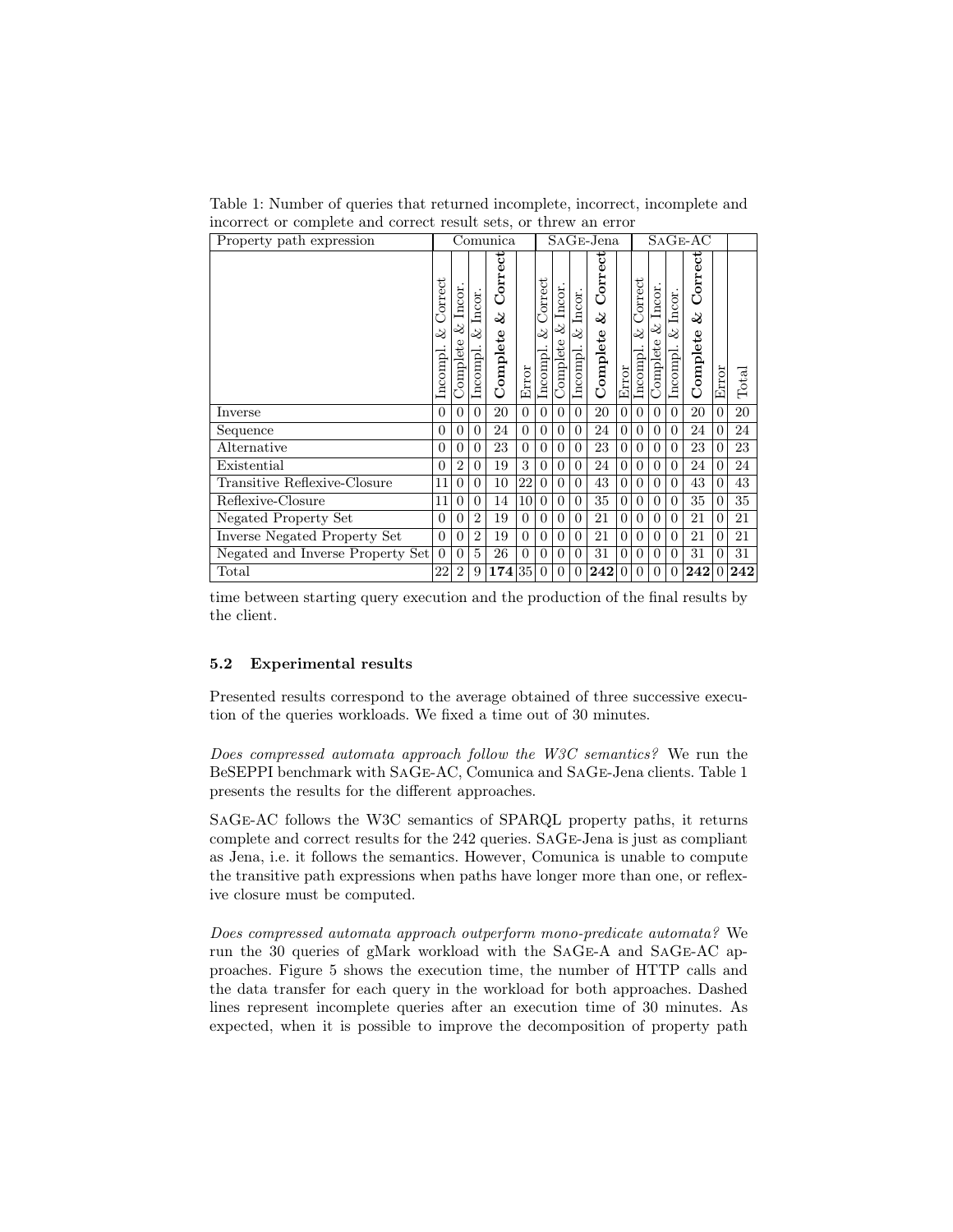Table 1: Number of queries that returned incomplete, incorrect, incomplete and incorrect or complete and correct result sets, or threw an error

| Property path expression | Comunica | | | | | SaGe-Jena | | | | | SaGe-AC | | | | | |
|---|---|---|---|---|---|---|---|---|---|---|---|---|---|---|---|---|
| | Incompl. & Correct | Complete & Incor. | Incompl. & Incor. | **Complete & Correct** | Error | Incompl. & Correct | Complete & Incor. | Incompl. & Incor. | **Complete & Correct** | Error | Incompl. & Correct | Complete & Incor. | Incompl. & Incor. | **Complete & Correct** | Error | Total |
| Inverse | 0 | 0 | 0 | 20 | 0 | 0 | 0 | 0 | 20 | 0 | 0 | 0 | 0 | 20 | 0 | 20 |
| Sequence | 0 | 0 | 0 | 24 | 0 | 0 | 0 | 0 | 24 | 0 | 0 | 0 | 0 | 24 | 0 | 24 |
| Alternative | 0 | 0 | 0 | 23 | 0 | 0 | 0 | 0 | 23 | 0 | 0 | 0 | 0 | 23 | 0 | 23 |
| Existential | 0 | 2 | 0 | 19 | 3 | 0 | 0 | 0 | 24 | 0 | 0 | 0 | 0 | 24 | 0 | 24 |
| Transitive Reflexive-Closure | 11 | 0 | 0 | 10 | 22 | 0 | 0 | 0 | 43 | 0 | 0 | 0 | 0 | 43 | 0 | 43 |
| Reflexive-Closure | 11 | 0 | 0 | 14 | 10 | 0 | 0 | 0 | 35 | 0 | 0 | 0 | 0 | 35 | 0 | 35 |
| Negated Property Set | 0 | 0 | 2 | 19 | 0 | 0 | 0 | 0 | 21 | 0 | 0 | 0 | 0 | 21 | 0 | 21 |
| Inverse Negated Property Set | 0 | 0 | 2 | 19 | 0 | 0 | 0 | 0 | 21 | 0 | 0 | 0 | 0 | 21 | 0 | 21 |
| Negated and Inverse Property Set | 0 | 0 | 5 | 26 | 0 | 0 | 0 | 0 | 31 | 0 | 0 | 0 | 0 | 31 | 0 | 31 |
| Total | 22 | 2 | 9 | **174** | 35 | 0 | 0 | 0 | **242** | 0 | 0 | 0 | 0 | **242** | 0 | **242** |

time between starting query execution and the production of the final results by the client.

### 5.2 Experimental results

Presented results correspond to the average obtained of three successive execution of the queries workloads. We fixed a time out of 30 minutes.

*Does compressed automata approach follow the W3C semantics?* We run the BeSEPPI benchmark with SaGe-AC, Comunica and SaGe-Jena clients. Table 1 presents the results for the different approaches.

SaGe-AC follows the W3C semantics of SPARQL property paths, it returns complete and correct results for the 242 queries. SaGe-Jena is just as compliant as Jena, i.e. it follows the semantics. However, Comunica is unable to compute the transitive path expressions when paths have longer more than one, or reflexive closure must be computed.

*Does compressed automata approach outperform mono-predicate automata?* We run the 30 queries of gMark workload with the SaGe-A and SaGe-AC approaches. Figure 5 shows the execution time, the number of HTTP calls and the data transfer for each query in the workload for both approaches. Dashed lines represent incomplete queries after an execution time of 30 minutes. As expected, when it is possible to improve the decomposition of property path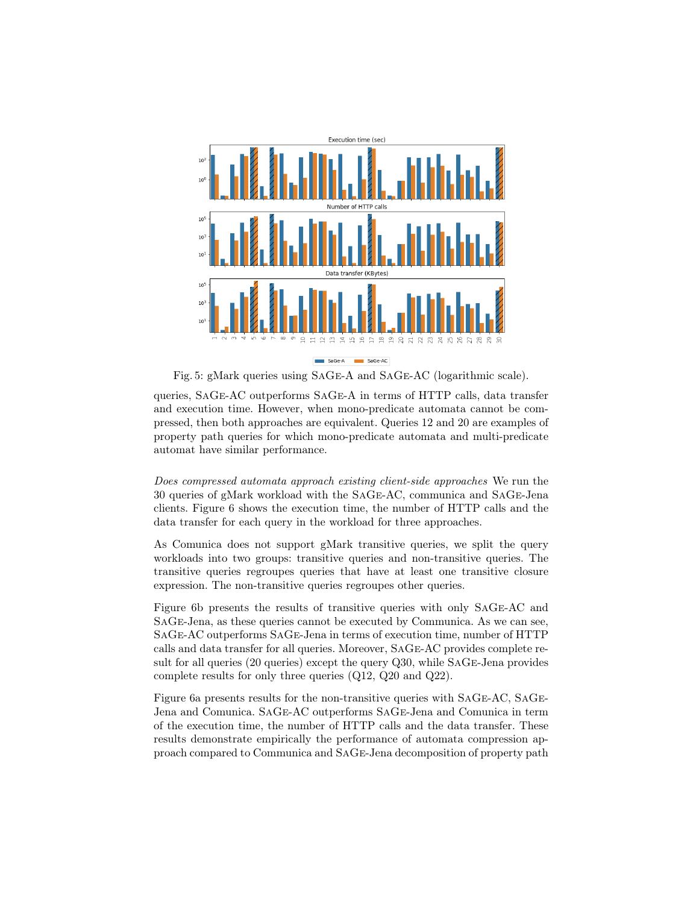Fig. 5: gMark queries using SaGe-A and SaGe-AC (logarithmic scale).

queries, SaGe-AC outperforms SaGe-A in terms of HTTP calls, data transfer and execution time. However, when mono-predicate automata cannot be compressed, then both approaches are equivalent. Queries 12 and 20 are examples of property path queries for which mono-predicate automata and multi-predicate automat have similar performance.

*Does compressed automata approach existing client-side approaches* We run the 30 queries of gMark workload with the SaGe-AC, communica and SaGe-Jena clients. Figure 6 shows the execution time, the number of HTTP calls and the data transfer for each query in the workload for three approaches.

As Comunica does not support gMark transitive queries, we split the query workloads into two groups: transitive queries and non-transitive queries. The transitive queries regroupes queries that have at least one transitive closure expression. The non-transitive queries regroupes other queries.

Figure 6b presents the results of transitive queries with only SaGe-AC and SaGe-Jena, as these queries cannot be executed by Communica. As we can see, SaGe-AC outperforms SaGe-Jena in terms of execution time, number of HTTP calls and data transfer for all queries. Moreover, SaGe-AC provides complete result for all queries (20 queries) except the query Q30, while SaGe-Jena provides complete results for only three queries (Q12, Q20 and Q22).

Figure 6a presents results for the non-transitive queries with SaGe-AC, SaGe-Jena and Comunica. SaGe-AC outperforms SaGe-Jena and Comunica in term of the execution time, the number of HTTP calls and the data transfer. These results demonstrate empirically the performance of automata compression approach compared to Communica and SaGe-Jena decomposition of property path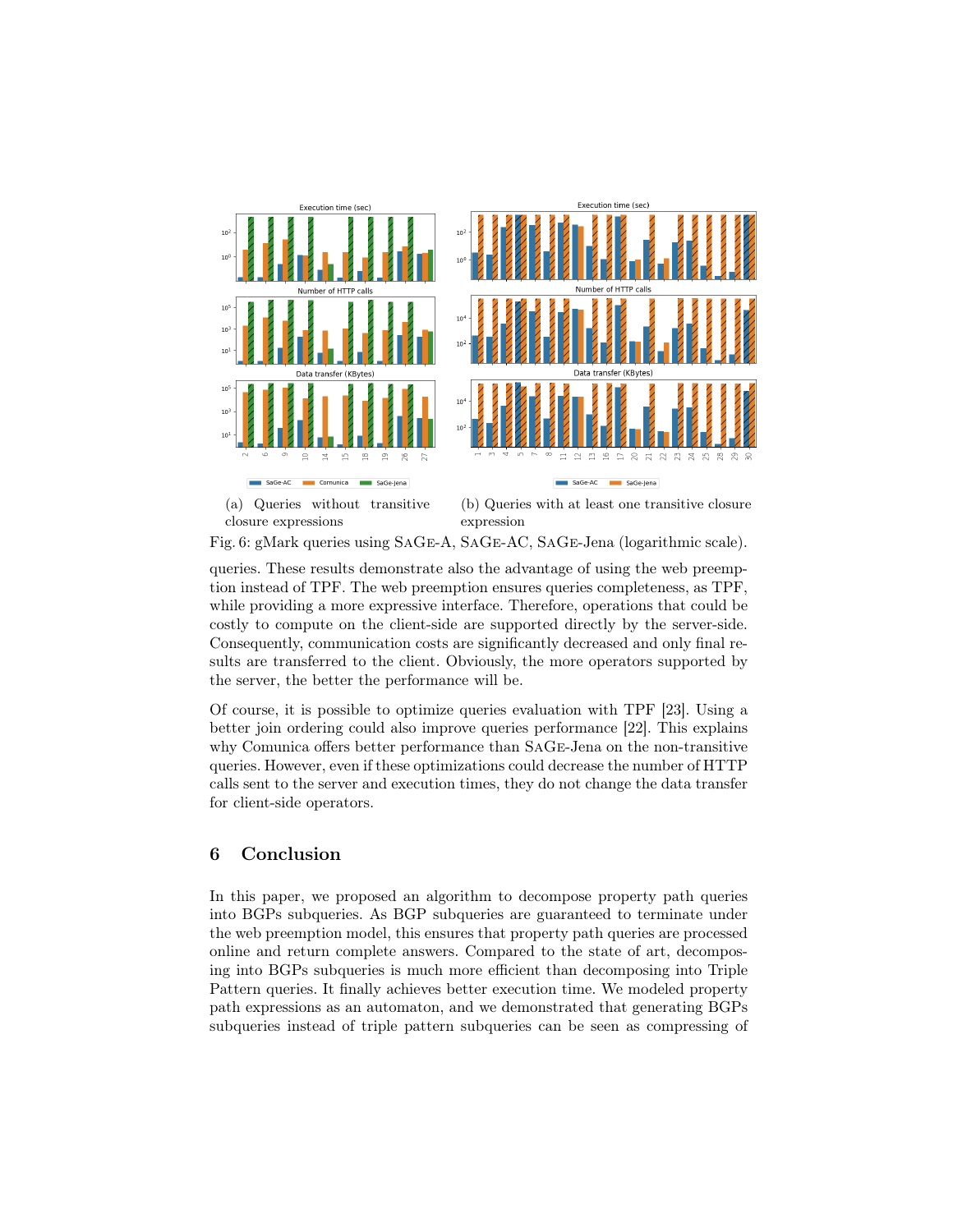(a) Queries without transitive closure expressions

(b) Queries with at least one transitive closure expression

Fig. 6: gMark queries using SaGe-A, SaGe-AC, SaGe-Jena (logarithmic scale).

queries. These results demonstrate also the advantage of using the web preemption instead of TPF. The web preemption ensures queries completeness, as TPF, while providing a more expressive interface. Therefore, operations that could be costly to compute on the client-side are supported directly by the server-side. Consequently, communication costs are significantly decreased and only final results are transferred to the client. Obviously, the more operators supported by the server, the better the performance will be.

Of course, it is possible to optimize queries evaluation with TPF [23]. Using a better join ordering could also improve queries performance [22]. This explains why Comunica offers better performance than SaGe-Jena on the non-transitive queries. However, even if these optimizations could decrease the number of HTTP calls sent to the server and execution times, they do not change the data transfer for client-side operators.

## 6 Conclusion

In this paper, we proposed an algorithm to decompose property path queries into BGPs subqueries. As BGP subqueries are guaranteed to terminate under the web preemption model, this ensures that property path queries are processed online and return complete answers. Compared to the state of art, decomposing into BGPs subqueries is much more efficient than decomposing into Triple Pattern queries. It finally achieves better execution time. We modeled property path expressions as an automaton, and we demonstrated that generating BGPs subqueries instead of triple pattern subqueries can be seen as compressing of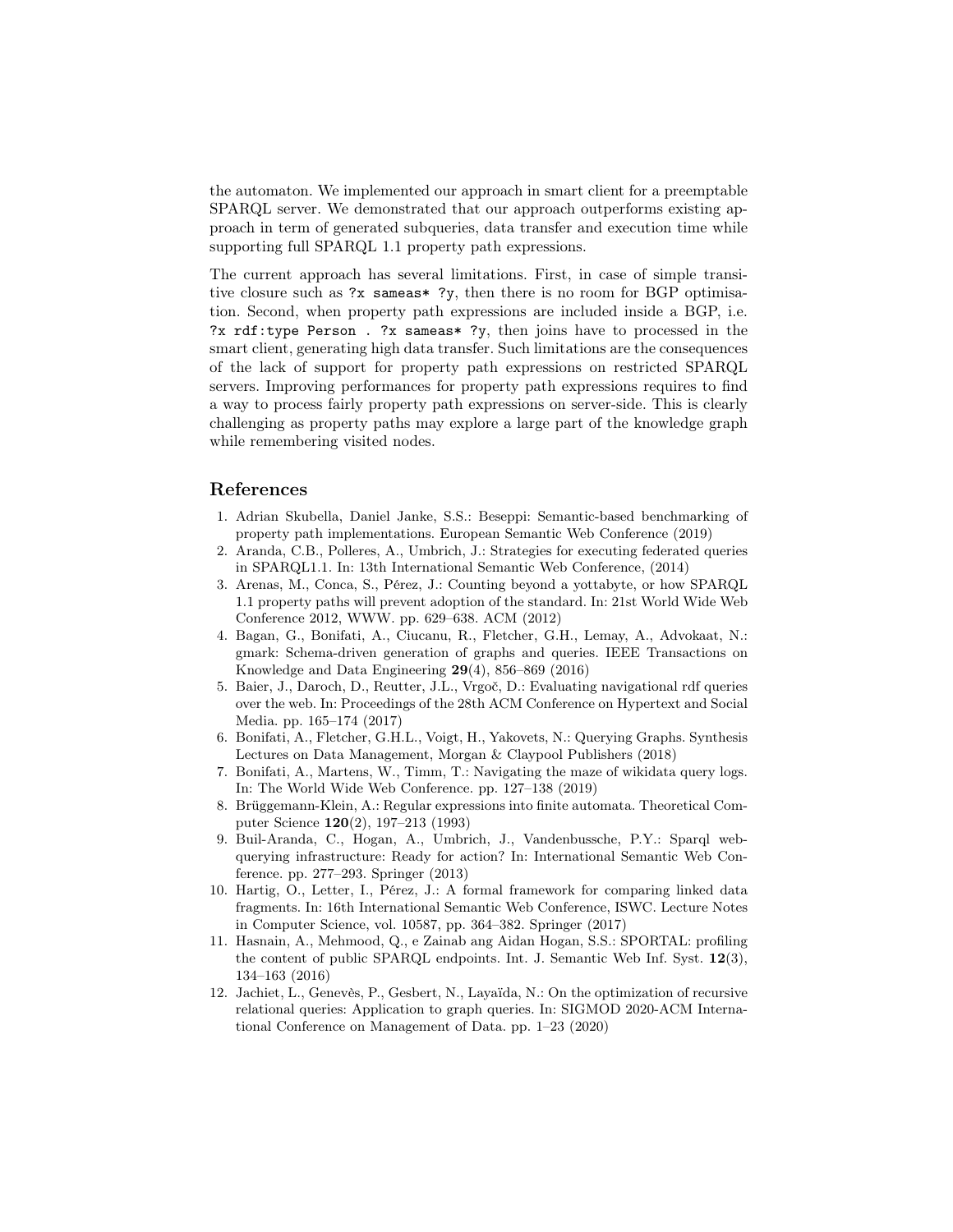the automaton. We implemented our approach in smart client for a preemptable SPARQL server. We demonstrated that our approach outperforms existing approach in term of generated subqueries, data transfer and execution time while supporting full SPARQL 1.1 property path expressions.

The current approach has several limitations. First, in case of simple transitive closure such as `?x sameas* ?y`, then there is no room for BGP optimisation. Second, when property path expressions are included inside a BGP, i.e. `?x rdf:type Person . ?x sameas* ?y`, then joins have to processed in the smart client, generating high data transfer. Such limitations are the consequences of the lack of support for property path expressions on restricted SPARQL servers. Improving performances for property path expressions requires to find a way to process fairly property path expressions on server-side. This is clearly challenging as property paths may explore a large part of the knowledge graph while remembering visited nodes.

## References

1. Adrian Skubella, Daniel Janke, S.S.: Beseppi: Semantic-based benchmarking of property path implementations. European Semantic Web Conference (2019)
2. Aranda, C.B., Polleres, A., Umbrich, J.: Strategies for executing federated queries in SPARQL1.1. In: 13th International Semantic Web Conference, (2014)
3. Arenas, M., Conca, S., Pérez, J.: Counting beyond a yottabyte, or how SPARQL 1.1 property paths will prevent adoption of the standard. In: 21st World Wide Web Conference 2012, WWW. pp. 629–638. ACM (2012)
4. Bagan, G., Bonifati, A., Ciucanu, R., Fletcher, G.H., Lemay, A., Advokaat, N.: gmark: Schema-driven generation of graphs and queries. IEEE Transactions on Knowledge and Data Engineering **29**(4), 856–869 (2016)
5. Baier, J., Daroch, D., Reutter, J.L., Vrgoč, D.: Evaluating navigational rdf queries over the web. In: Proceedings of the 28th ACM Conference on Hypertext and Social Media. pp. 165–174 (2017)
6. Bonifati, A., Fletcher, G.H.L., Voigt, H., Yakovets, N.: Querying Graphs. Synthesis Lectures on Data Management, Morgan & Claypool Publishers (2018)
7. Bonifati, A., Martens, W., Timm, T.: Navigating the maze of wikidata query logs. In: The World Wide Web Conference. pp. 127–138 (2019)
8. Brüggemann-Klein, A.: Regular expressions into finite automata. Theoretical Computer Science **120**(2), 197–213 (1993)
9. Buil-Aranda, C., Hogan, A., Umbrich, J., Vandenbussche, P.Y.: Sparql web-querying infrastructure: Ready for action? In: International Semantic Web Conference. pp. 277–293. Springer (2013)
10. Hartig, O., Letter, I., Pérez, J.: A formal framework for comparing linked data fragments. In: 16th International Semantic Web Conference, ISWC. Lecture Notes in Computer Science, vol. 10587, pp. 364–382. Springer (2017)
11. Hasnain, A., Mehmood, Q., e Zainab ang Aidan Hogan, S.S.: SPORTAL: profiling the content of public SPARQL endpoints. Int. J. Semantic Web Inf. Syst. **12**(3), 134–163 (2016)
12. Jachiet, L., Genevès, P., Gesbert, N., Layaïda, N.: On the optimization of recursive relational queries: Application to graph queries. In: SIGMOD 2020-ACM International Conference on Management of Data. pp. 1–23 (2020)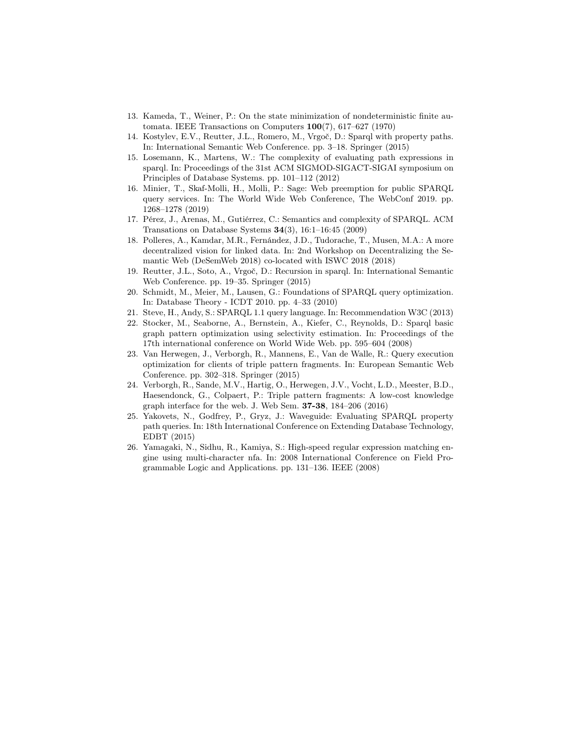13. Kameda, T., Weiner, P.: On the state minimization of nondeterministic finite automata. IEEE Transactions on Computers **100**(7), 617–627 (1970)
14. Kostylev, E.V., Reutter, J.L., Romero, M., Vrgoč, D.: Sparql with property paths. In: International Semantic Web Conference. pp. 3–18. Springer (2015)
15. Losemann, K., Martens, W.: The complexity of evaluating path expressions in sparql. In: Proceedings of the 31st ACM SIGMOD-SIGACT-SIGAI symposium on Principles of Database Systems. pp. 101–112 (2012)
16. Minier, T., Skaf-Molli, H., Molli, P.: Sage: Web preemption for public SPARQL query services. In: The World Wide Web Conference, The WebConf 2019. pp. 1268–1278 (2019)
17. Pérez, J., Arenas, M., Gutiérrez, C.: Semantics and complexity of SPARQL. ACM Transations on Database Systems **34**(3), 16:1–16:45 (2009)
18. Polleres, A., Kamdar, M.R., Fernández, J.D., Tudorache, T., Musen, M.A.: A more decentralized vision for linked data. In: 2nd Workshop on Decentralizing the Semantic Web (DeSemWeb 2018) co-located with ISWC 2018 (2018)
19. Reutter, J.L., Soto, A., Vrgoč, D.: Recursion in sparql. In: International Semantic Web Conference. pp. 19–35. Springer (2015)
20. Schmidt, M., Meier, M., Lausen, G.: Foundations of SPARQL query optimization. In: Database Theory - ICDT 2010. pp. 4–33 (2010)
21. Steve, H., Andy, S.: SPARQL 1.1 query language. In: Recommendation W3C (2013)
22. Stocker, M., Seaborne, A., Bernstein, A., Kiefer, C., Reynolds, D.: Sparql basic graph pattern optimization using selectivity estimation. In: Proceedings of the 17th international conference on World Wide Web. pp. 595–604 (2008)
23. Van Herwegen, J., Verborgh, R., Mannens, E., Van de Walle, R.: Query execution optimization for clients of triple pattern fragments. In: European Semantic Web Conference. pp. 302–318. Springer (2015)
24. Verborgh, R., Sande, M.V., Hartig, O., Herwegen, J.V., Vocht, L.D., Meester, B.D., Haesendonck, G., Colpaert, P.: Triple pattern fragments: A low-cost knowledge graph interface for the web. J. Web Sem. **37-38**, 184–206 (2016)
25. Yakovets, N., Godfrey, P., Gryz, J.: Waveguide: Evaluating SPARQL property path queries. In: 18th International Conference on Extending Database Technology, EDBT (2015)
26. Yamagaki, N., Sidhu, R., Kamiya, S.: High-speed regular expression matching engine using multi-character nfa. In: 2008 International Conference on Field Programmable Logic and Applications. pp. 131–136. IEEE (2008)